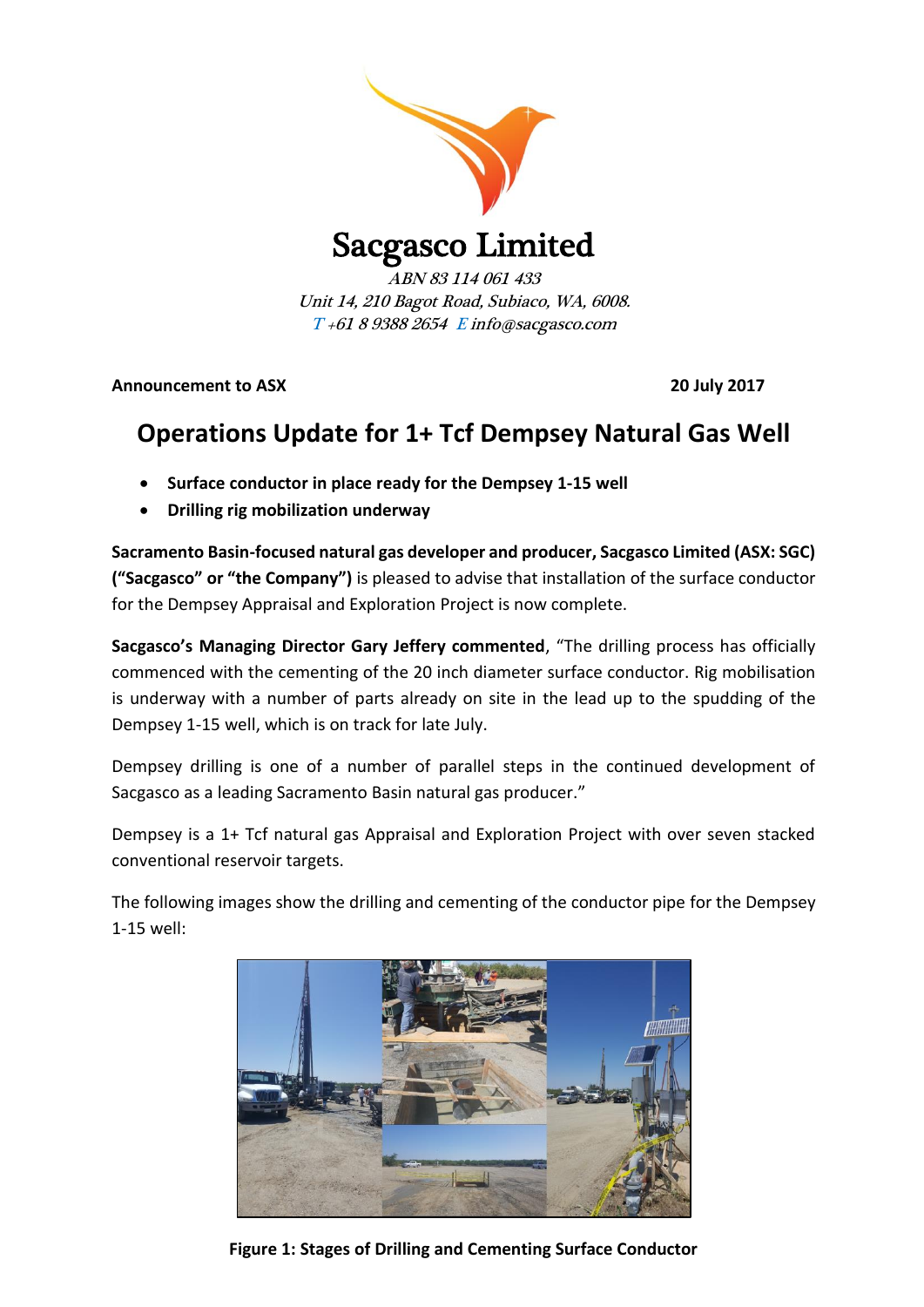# Sacgasco Limited

*ABN 83 114 061 433*
*Unit 14, 210 Bagot Road, Subiaco, WA, 6008.*
*T +61 8 9388 2654 E info@sacgasco.com*

**Announcement to ASX** **20 July 2017**

## Operations Update for 1+ Tcf Dempsey Natural Gas Well

- **Surface conductor in place ready for the Dempsey 1-15 well**
- **Drilling rig mobilization underway**

**Sacramento Basin-focused natural gas developer and producer, Sacgasco Limited (ASX: SGC) ("Sacgasco" or "the Company")** is pleased to advise that installation of the surface conductor for the Dempsey Appraisal and Exploration Project is now complete.

**Sacgasco's Managing Director Gary Jeffery commented**, "The drilling process has officially commenced with the cementing of the 20 inch diameter surface conductor. Rig mobilisation is underway with a number of parts already on site in the lead up to the spudding of the Dempsey 1-15 well, which is on track for late July.

Dempsey drilling is one of a number of parallel steps in the continued development of Sacgasco as a leading Sacramento Basin natural gas producer."

Dempsey is a 1+ Tcf natural gas Appraisal and Exploration Project with over seven stacked conventional reservoir targets.

The following images show the drilling and cementing of the conductor pipe for the Dempsey 1-15 well:

**Figure 1: Stages of Drilling and Cementing Surface Conductor**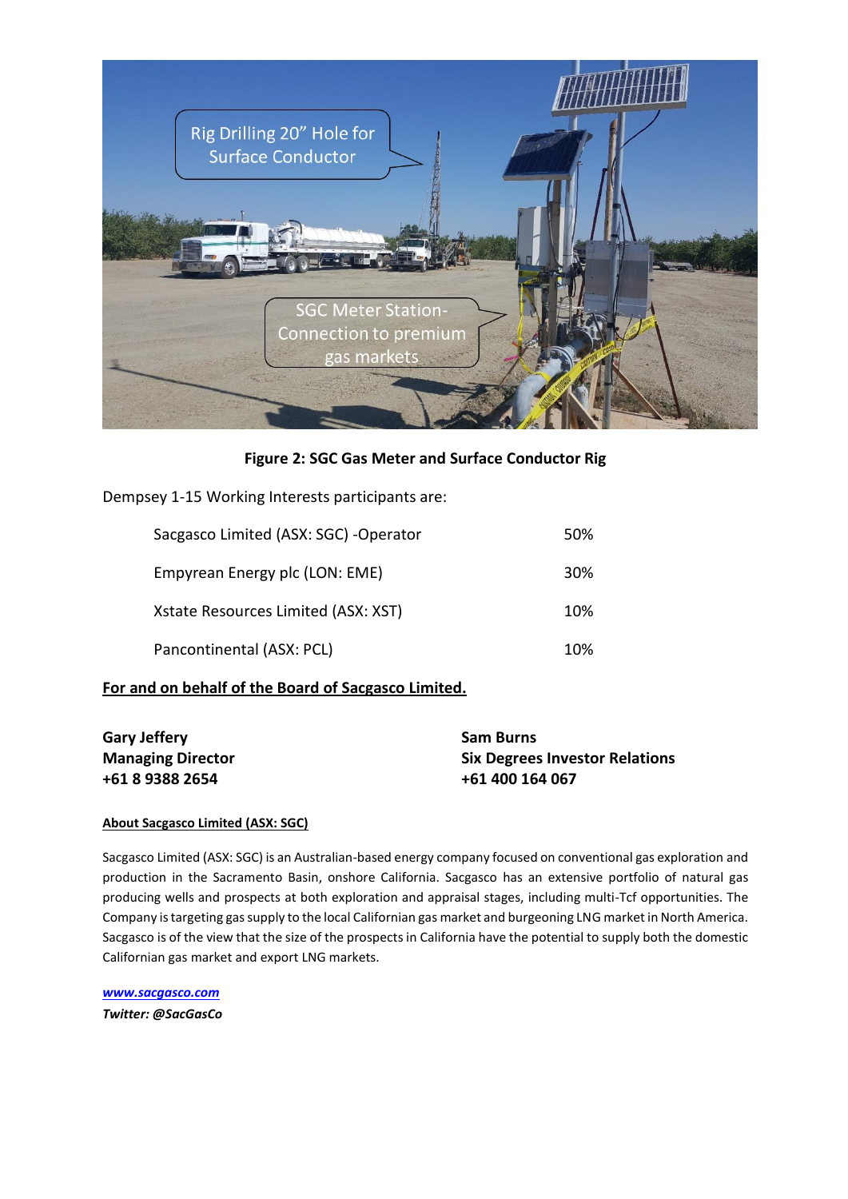**Figure 2: SGC Gas Meter and Surface Conductor Rig**

Dempsey 1-15 Working Interests participants are:

| | |
|---|---|
| Sacgasco Limited (ASX: SGC) -Operator | 50% |
| Empyrean Energy plc (LON: EME) | 30% |
| Xstate Resources Limited (ASX: XST) | 10% |
| Pancontinental (ASX: PCL) | 10% |

**For and on behalf of the Board of Sacgasco Limited.**

**Gary Jeffery**
**Managing Director**
**+61 8 9388 2654**

**Sam Burns**
**Six Degrees Investor Relations**
**+61 400 164 067**

**About Sacgasco Limited (ASX: SGC)**

Sacgasco Limited (ASX: SGC) is an Australian-based energy company focused on conventional gas exploration and production in the Sacramento Basin, onshore California. Sacgasco has an extensive portfolio of natural gas producing wells and prospects at both exploration and appraisal stages, including multi-Tcf opportunities. The Company is targeting gas supply to the local Californian gas market and burgeoning LNG market in North America. Sacgasco is of the view that the size of the prospects in California have the potential to supply both the domestic Californian gas market and export LNG markets.

*www.sacgasco.com*
*Twitter: @SacGasCo*